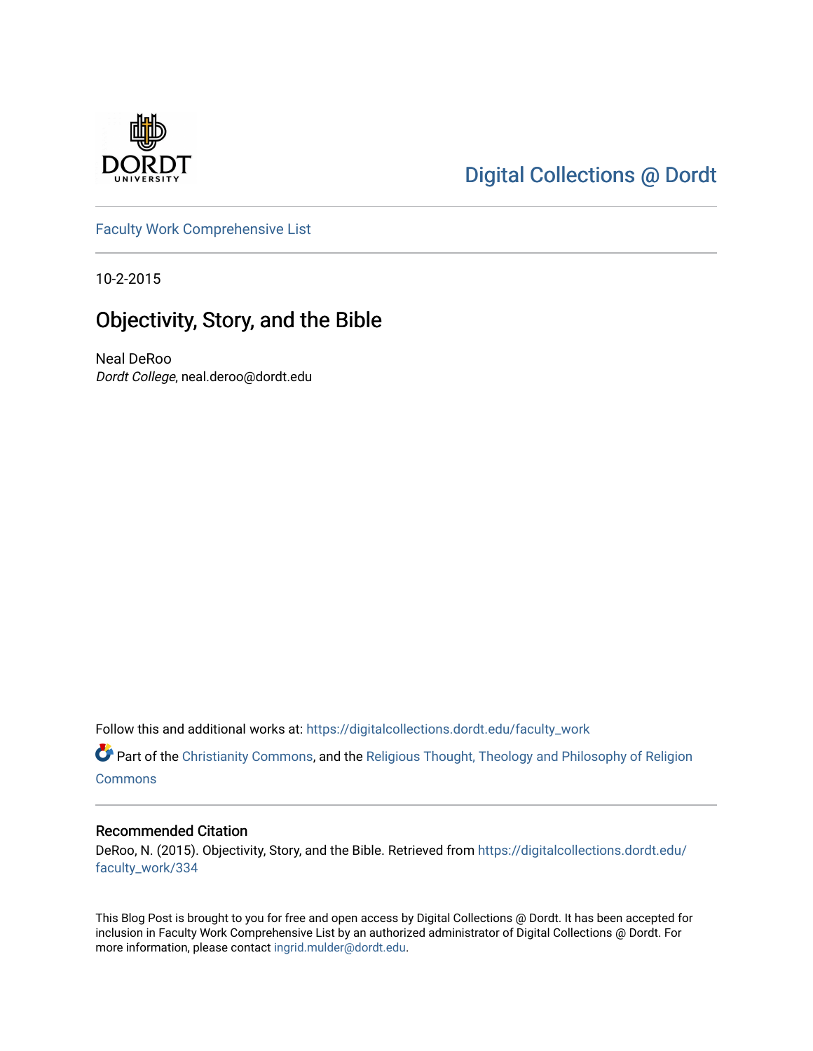Digital Collections @ Dordt

Faculty Work Comprehensive List

10-2-2015

# Objectivity, Story, and the Bible

Neal DeRoo
*Dordt College*, neal.deroo@dordt.edu

Follow this and additional works at: https://digitalcollections.dordt.edu/faculty_work

Part of the Christianity Commons, and the Religious Thought, Theology and Philosophy of Religion Commons

## Recommended Citation

DeRoo, N. (2015). Objectivity, Story, and the Bible. Retrieved from https://digitalcollections.dordt.edu/faculty_work/334

This Blog Post is brought to you for free and open access by Digital Collections @ Dordt. It has been accepted for inclusion in Faculty Work Comprehensive List by an authorized administrator of Digital Collections @ Dordt. For more information, please contact ingrid.mulder@dordt.edu.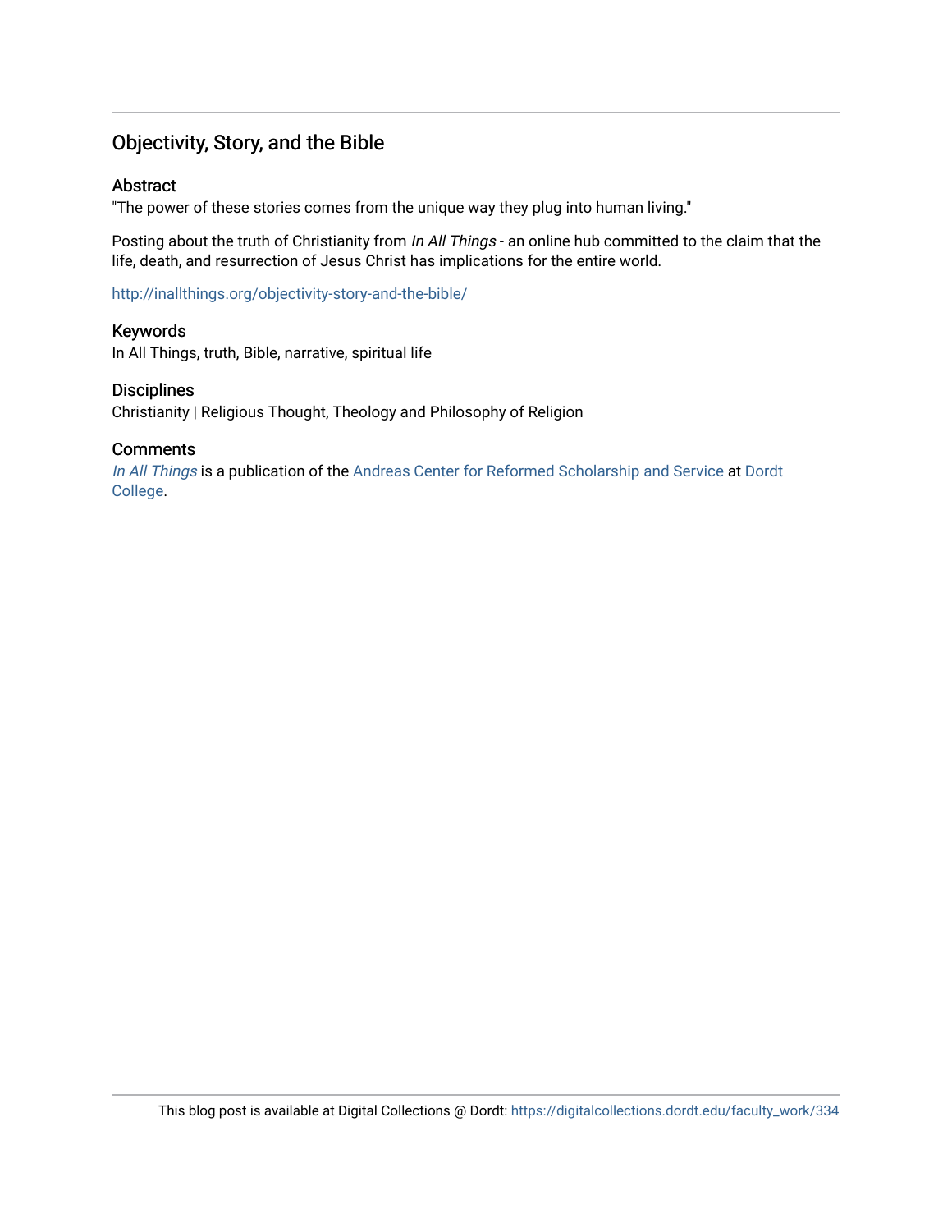## Objectivity, Story, and the Bible

### Abstract

"The power of these stories comes from the unique way they plug into human living."

Posting about the truth of Christianity from *In All Things* - an online hub committed to the claim that the life, death, and resurrection of Jesus Christ has implications for the entire world.

http://inallthings.org/objectivity-story-and-the-bible/

### Keywords

In All Things, truth, Bible, narrative, spiritual life

### Disciplines

Christianity | Religious Thought, Theology and Philosophy of Religion

### Comments

*In All Things* is a publication of the Andreas Center for Reformed Scholarship and Service at Dordt College.

This blog post is available at Digital Collections @ Dordt: https://digitalcollections.dordt.edu/faculty_work/334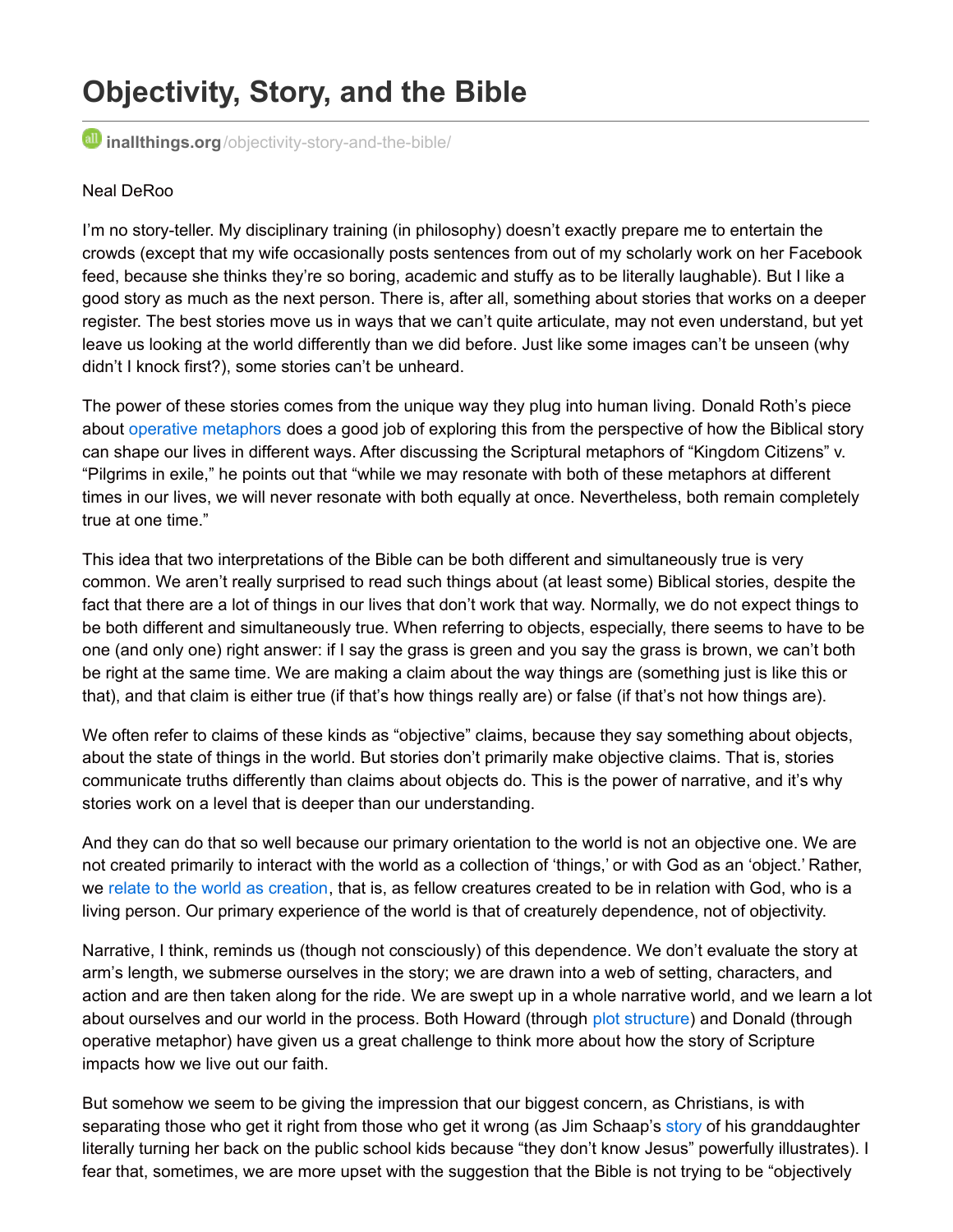# Objectivity, Story, and the Bible

inallthings.org/objectivity-story-and-the-bible/

Neal DeRoo

I'm no story-teller. My disciplinary training (in philosophy) doesn't exactly prepare me to entertain the crowds (except that my wife occasionally posts sentences from out of my scholarly work on her Facebook feed, because she thinks they're so boring, academic and stuffy as to be literally laughable). But I like a good story as much as the next person. There is, after all, something about stories that works on a deeper register. The best stories move us in ways that we can't quite articulate, may not even understand, but yet leave us looking at the world differently than we did before. Just like some images can't be unseen (why didn't I knock first?), some stories can't be unheard.

The power of these stories comes from the unique way they plug into human living. Donald Roth's piece about operative metaphors does a good job of exploring this from the perspective of how the Biblical story can shape our lives in different ways. After discussing the Scriptural metaphors of "Kingdom Citizens" v. "Pilgrims in exile," he points out that "while we may resonate with both of these metaphors at different times in our lives, we will never resonate with both equally at once. Nevertheless, both remain completely true at one time."

This idea that two interpretations of the Bible can be both different and simultaneously true is very common. We aren't really surprised to read such things about (at least some) Biblical stories, despite the fact that there are a lot of things in our lives that don't work that way. Normally, we do not expect things to be both different and simultaneously true. When referring to objects, especially, there seems to have to be one (and only one) right answer: if I say the grass is green and you say the grass is brown, we can't both be right at the same time. We are making a claim about the way things are (something just is like this or that), and that claim is either true (if that's how things really are) or false (if that's not how things are).

We often refer to claims of these kinds as "objective" claims, because they say something about objects, about the state of things in the world. But stories don't primarily make objective claims. That is, stories communicate truths differently than claims about objects do. This is the power of narrative, and it's why stories work on a level that is deeper than our understanding.

And they can do that so well because our primary orientation to the world is not an objective one. We are not created primarily to interact with the world as a collection of 'things,' or with God as an 'object.' Rather, we relate to the world as creation, that is, as fellow creatures created to be in relation with God, who is a living person. Our primary experience of the world is that of creaturely dependence, not of objectivity.

Narrative, I think, reminds us (though not consciously) of this dependence. We don't evaluate the story at arm's length, we submerse ourselves in the story; we are drawn into a web of setting, characters, and action and are then taken along for the ride. We are swept up in a whole narrative world, and we learn a lot about ourselves and our world in the process. Both Howard (through plot structure) and Donald (through operative metaphor) have given us a great challenge to think more about how the story of Scripture impacts how we live out our faith.

But somehow we seem to be giving the impression that our biggest concern, as Christians, is with separating those who get it right from those who get it wrong (as Jim Schaap's story of his granddaughter literally turning her back on the public school kids because "they don't know Jesus" powerfully illustrates). I fear that, sometimes, we are more upset with the suggestion that the Bible is not trying to be "objectively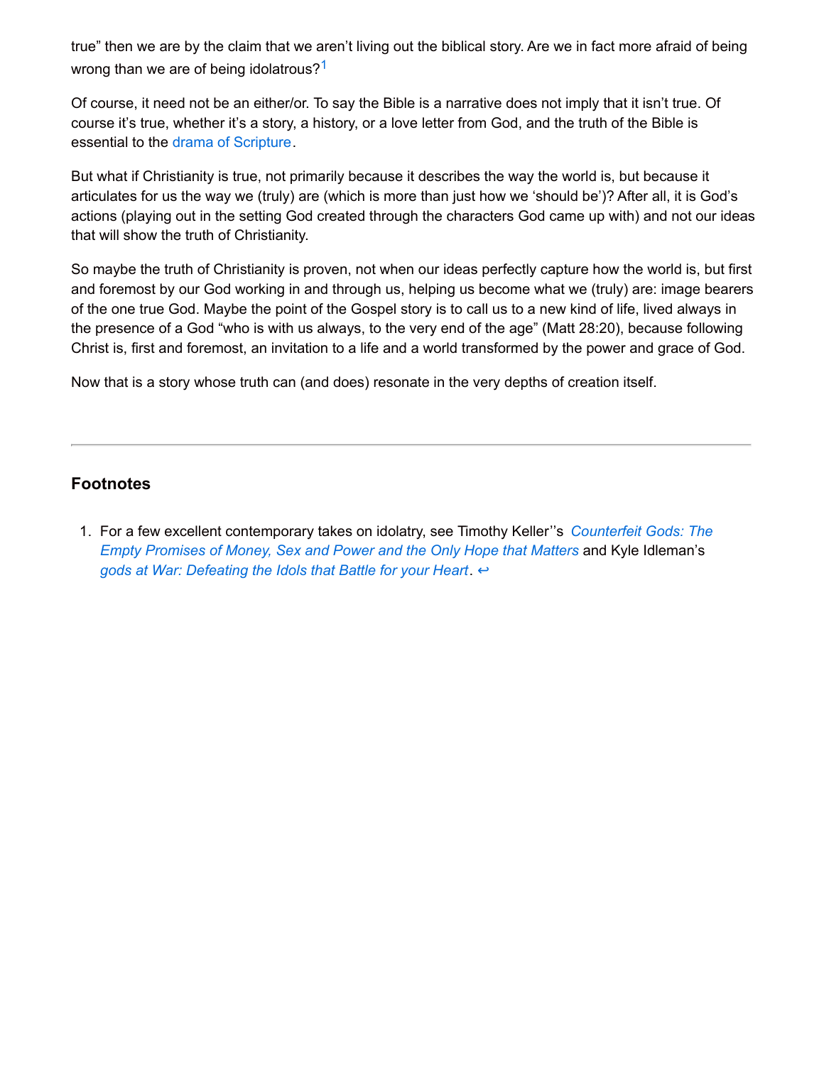true" then we are by the claim that we aren't living out the biblical story. Are we in fact more afraid of being wrong than we are of being idolatrous?[1]

Of course, it need not be an either/or. To say the Bible is a narrative does not imply that it isn't true. Of course it's true, whether it's a story, a history, or a love letter from God, and the truth of the Bible is essential to the drama of Scripture.

But what if Christianity is true, not primarily because it describes the way the world is, but because it articulates for us the way we (truly) are (which is more than just how we 'should be')? After all, it is God's actions (playing out in the setting God created through the characters God came up with) and not our ideas that will show the truth of Christianity.

So maybe the truth of Christianity is proven, not when our ideas perfectly capture how the world is, but first and foremost by our God working in and through us, helping us become what we (truly) are: image bearers of the one true God. Maybe the point of the Gospel story is to call us to a new kind of life, lived always in the presence of a God "who is with us always, to the very end of the age" (Matt 28:20), because following Christ is, first and foremost, an invitation to a life and a world transformed by the power and grace of God.

Now that is a story whose truth can (and does) resonate in the very depths of creation itself.

---

### Footnotes

1. For a few excellent contemporary takes on idolatry, see Timothy Keller''s *Counterfeit Gods: The Empty Promises of Money, Sex and Power and the Only Hope that Matters* and Kyle Idleman's *gods at War: Defeating the Idols that Battle for your Heart*. ↩